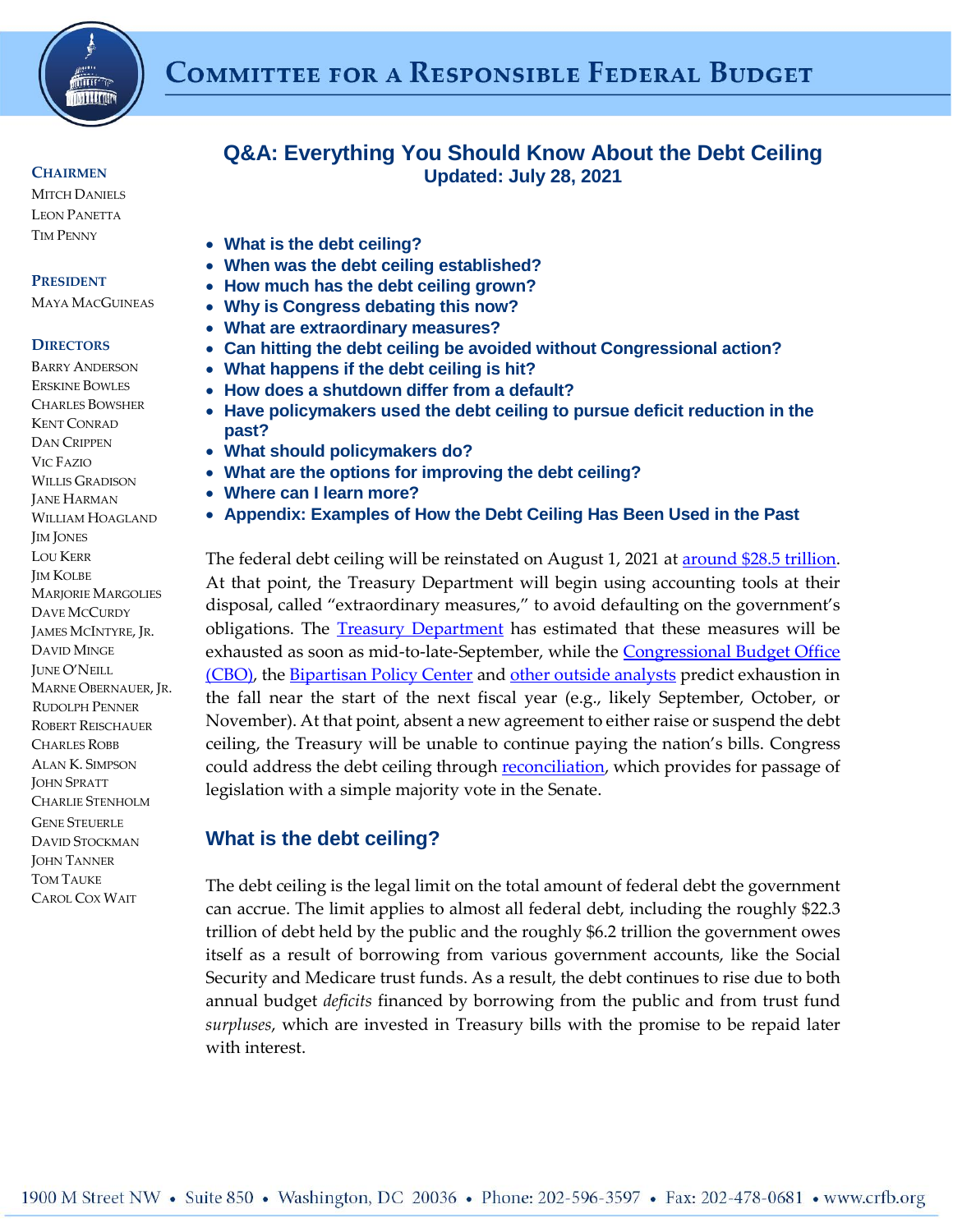# Committee for a Responsible Federal Budget

**CHAIRMEN**
MITCH DANIELS
LEON PANETTA
TIM PENNY

**PRESIDENT**
MAYA MACGUINEAS

**DIRECTORS**
BARRY ANDERSON
ERSKINE BOWLES
CHARLES BOWSHER
KENT CONRAD
DAN CRIPPEN
VIC FAZIO
WILLIS GRADISON
JANE HARMAN
WILLIAM HOAGLAND
JIM JONES
LOU KERR
JIM KOLBE
MARJORIE MARGOLIES
DAVE MCCURDY
JAMES MCINTYRE, JR.
DAVID MINGE
JUNE O'NEILL
MARNE OBERNAUER, JR.
RUDOLPH PENNER
ROBERT REISCHAUER
CHARLES ROBB
ALAN K. SIMPSON
JOHN SPRATT
CHARLIE STENHOLM
GENE STEUERLE
DAVID STOCKMAN
JOHN TANNER
TOM TAUKE
CAROL COX WAIT

## Q&A: Everything You Should Know About the Debt Ceiling

**Updated: July 28, 2021**

- **What is the debt ceiling?**
- **When was the debt ceiling established?**
- **How much has the debt ceiling grown?**
- **Why is Congress debating this now?**
- **What are extraordinary measures?**
- **Can hitting the debt ceiling be avoided without Congressional action?**
- **What happens if the debt ceiling is hit?**
- **How does a shutdown differ from a default?**
- **Have policymakers used the debt ceiling to pursue deficit reduction in the past?**
- **What should policymakers do?**
- **What are the options for improving the debt ceiling?**
- **Where can I learn more?**
- **Appendix: Examples of How the Debt Ceiling Has Been Used in the Past**

The federal debt ceiling will be reinstated on August 1, 2021 at around $28.5 trillion. At that point, the Treasury Department will begin using accounting tools at their disposal, called "extraordinary measures," to avoid defaulting on the government's obligations. The Treasury Department has estimated that these measures will be exhausted as soon as mid-to-late-September, while the Congressional Budget Office (CBO), the Bipartisan Policy Center and other outside analysts predict exhaustion in the fall near the start of the next fiscal year (e.g., likely September, October, or November). At that point, absent a new agreement to either raise or suspend the debt ceiling, the Treasury will be unable to continue paying the nation's bills. Congress could address the debt ceiling through reconciliation, which provides for passage of legislation with a simple majority vote in the Senate.

## What is the debt ceiling?

The debt ceiling is the legal limit on the total amount of federal debt the government can accrue. The limit applies to almost all federal debt, including the roughly $22.3 trillion of debt held by the public and the roughly $6.2 trillion the government owes itself as a result of borrowing from various government accounts, like the Social Security and Medicare trust funds. As a result, the debt continues to rise due to both annual budget *deficits* financed by borrowing from the public and from trust fund *surpluses*, which are invested in Treasury bills with the promise to be repaid later with interest.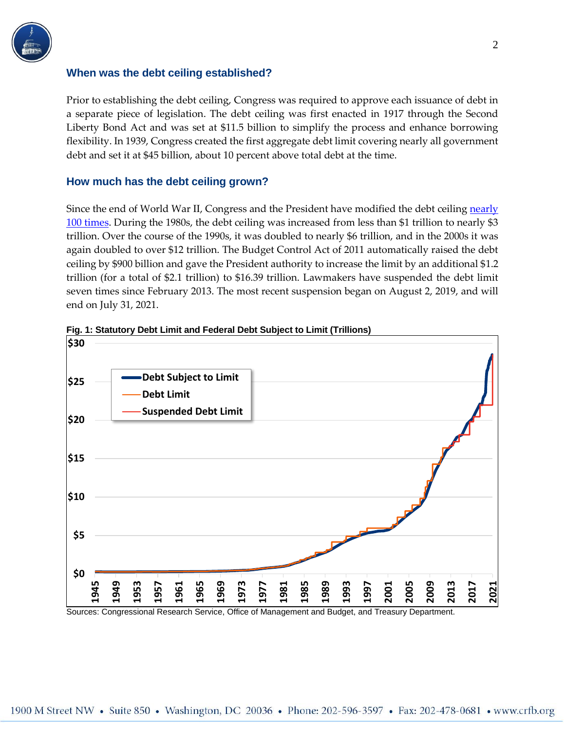## When was the debt ceiling established?

Prior to establishing the debt ceiling, Congress was required to approve each issuance of debt in a separate piece of legislation. The debt ceiling was first enacted in 1917 through the Second Liberty Bond Act and was set at $11.5 billion to simplify the process and enhance borrowing flexibility. In 1939, Congress created the first aggregate debt limit covering nearly all government debt and set it at $45 billion, about 10 percent above total debt at the time.

## How much has the debt ceiling grown?

Since the end of World War II, Congress and the President have modified the debt ceiling [nearly 100 times](). During the 1980s, the debt ceiling was increased from less than $1 trillion to nearly $3 trillion. Over the course of the 1990s, it was doubled to nearly $6 trillion, and in the 2000s it was again doubled to over $12 trillion. The Budget Control Act of 2011 automatically raised the debt ceiling by $900 billion and gave the President authority to increase the limit by an additional $1.2 trillion (for a total of $2.1 trillion) to $16.39 trillion. Lawmakers have suspended the debt limit seven times since February 2013. The most recent suspension began on August 2, 2019, and will end on July 31, 2021.

**Fig. 1: Statutory Debt Limit and Federal Debt Subject to Limit (Trillions)**

Sources: Congressional Research Service, Office of Management and Budget, and Treasury Department.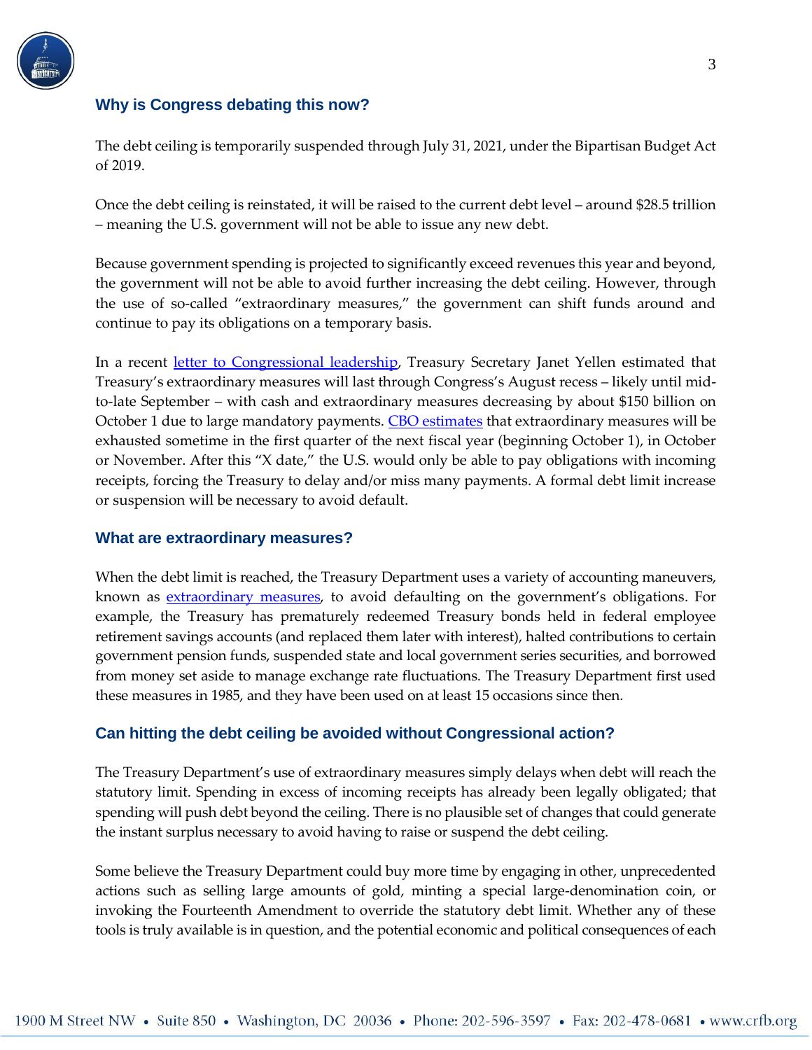## Why is Congress debating this now?

The debt ceiling is temporarily suspended through July 31, 2021, under the Bipartisan Budget Act of 2019.

Once the debt ceiling is reinstated, it will be raised to the current debt level – around $28.5 trillion – meaning the U.S. government will not be able to issue any new debt.

Because government spending is projected to significantly exceed revenues this year and beyond, the government will not be able to avoid further increasing the debt ceiling. However, through the use of so-called "extraordinary measures," the government can shift funds around and continue to pay its obligations on a temporary basis.

In a recent letter to Congressional leadership, Treasury Secretary Janet Yellen estimated that Treasury's extraordinary measures will last through Congress's August recess – likely until mid-to-late September – with cash and extraordinary measures decreasing by about $150 billion on October 1 due to large mandatory payments. CBO estimates that extraordinary measures will be exhausted sometime in the first quarter of the next fiscal year (beginning October 1), in October or November. After this "X date," the U.S. would only be able to pay obligations with incoming receipts, forcing the Treasury to delay and/or miss many payments. A formal debt limit increase or suspension will be necessary to avoid default.

## What are extraordinary measures?

When the debt limit is reached, the Treasury Department uses a variety of accounting maneuvers, known as extraordinary measures, to avoid defaulting on the government's obligations. For example, the Treasury has prematurely redeemed Treasury bonds held in federal employee retirement savings accounts (and replaced them later with interest), halted contributions to certain government pension funds, suspended state and local government series securities, and borrowed from money set aside to manage exchange rate fluctuations. The Treasury Department first used these measures in 1985, and they have been used on at least 15 occasions since then.

## Can hitting the debt ceiling be avoided without Congressional action?

The Treasury Department's use of extraordinary measures simply delays when debt will reach the statutory limit. Spending in excess of incoming receipts has already been legally obligated; that spending will push debt beyond the ceiling. There is no plausible set of changes that could generate the instant surplus necessary to avoid having to raise or suspend the debt ceiling.

Some believe the Treasury Department could buy more time by engaging in other, unprecedented actions such as selling large amounts of gold, minting a special large-denomination coin, or invoking the Fourteenth Amendment to override the statutory debt limit. Whether any of these tools is truly available is in question, and the potential economic and political consequences of each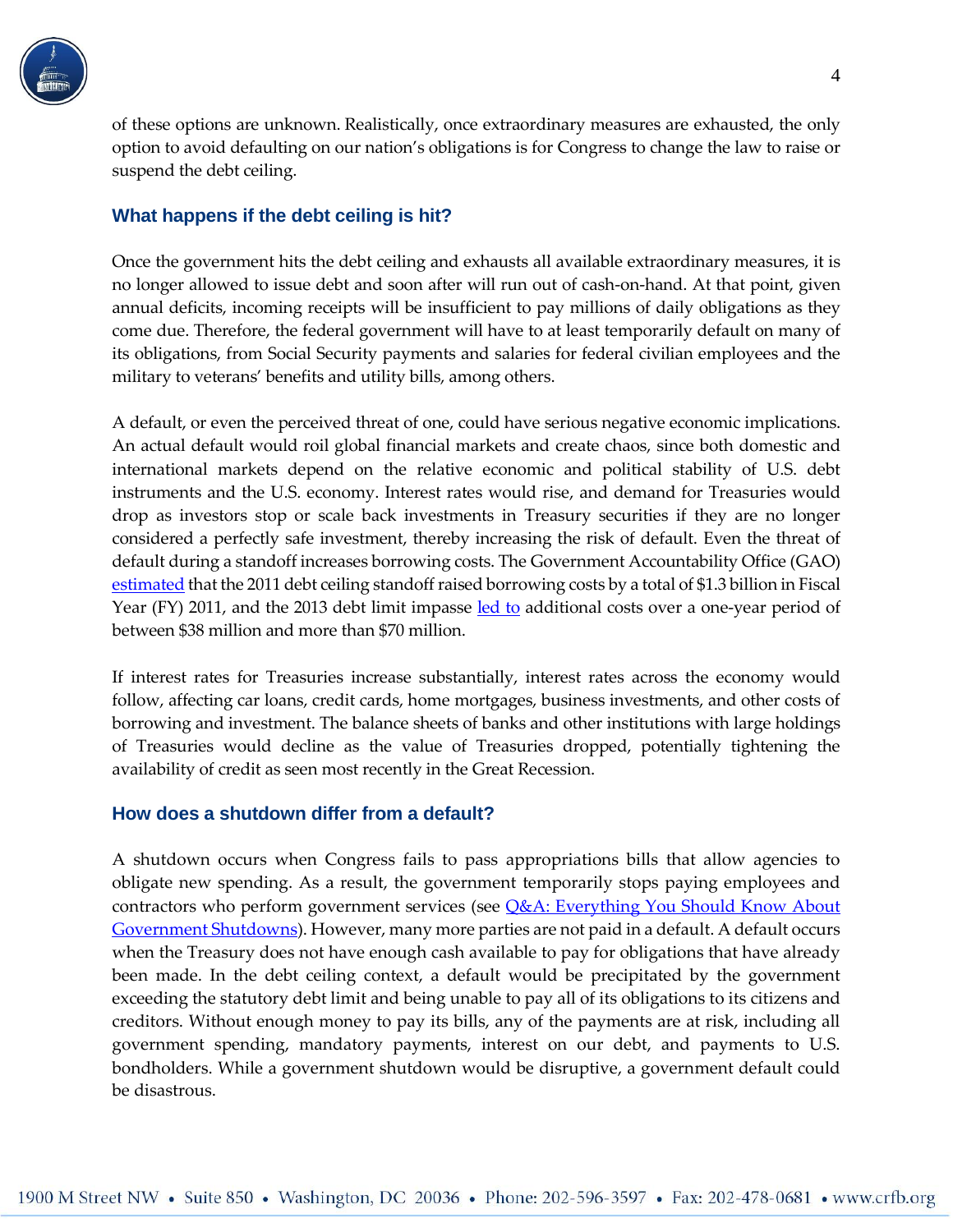of these options are unknown. Realistically, once extraordinary measures are exhausted, the only option to avoid defaulting on our nation's obligations is for Congress to change the law to raise or suspend the debt ceiling.

### What happens if the debt ceiling is hit?

Once the government hits the debt ceiling and exhausts all available extraordinary measures, it is no longer allowed to issue debt and soon after will run out of cash-on-hand. At that point, given annual deficits, incoming receipts will be insufficient to pay millions of daily obligations as they come due. Therefore, the federal government will have to at least temporarily default on many of its obligations, from Social Security payments and salaries for federal civilian employees and the military to veterans' benefits and utility bills, among others.

A default, or even the perceived threat of one, could have serious negative economic implications. An actual default would roil global financial markets and create chaos, since both domestic and international markets depend on the relative economic and political stability of U.S. debt instruments and the U.S. economy. Interest rates would rise, and demand for Treasuries would drop as investors stop or scale back investments in Treasury securities if they are no longer considered a perfectly safe investment, thereby increasing the risk of default. Even the threat of default during a standoff increases borrowing costs. The Government Accountability Office (GAO) estimated that the 2011 debt ceiling standoff raised borrowing costs by a total of $1.3 billion in Fiscal Year (FY) 2011, and the 2013 debt limit impasse led to additional costs over a one-year period of between $38 million and more than $70 million.

If interest rates for Treasuries increase substantially, interest rates across the economy would follow, affecting car loans, credit cards, home mortgages, business investments, and other costs of borrowing and investment. The balance sheets of banks and other institutions with large holdings of Treasuries would decline as the value of Treasuries dropped, potentially tightening the availability of credit as seen most recently in the Great Recession.

### How does a shutdown differ from a default?

A shutdown occurs when Congress fails to pass appropriations bills that allow agencies to obligate new spending. As a result, the government temporarily stops paying employees and contractors who perform government services (see Q&A: Everything You Should Know About Government Shutdowns). However, many more parties are not paid in a default. A default occurs when the Treasury does not have enough cash available to pay for obligations that have already been made. In the debt ceiling context, a default would be precipitated by the government exceeding the statutory debt limit and being unable to pay all of its obligations to its citizens and creditors. Without enough money to pay its bills, any of the payments are at risk, including all government spending, mandatory payments, interest on our debt, and payments to U.S. bondholders. While a government shutdown would be disruptive, a government default could be disastrous.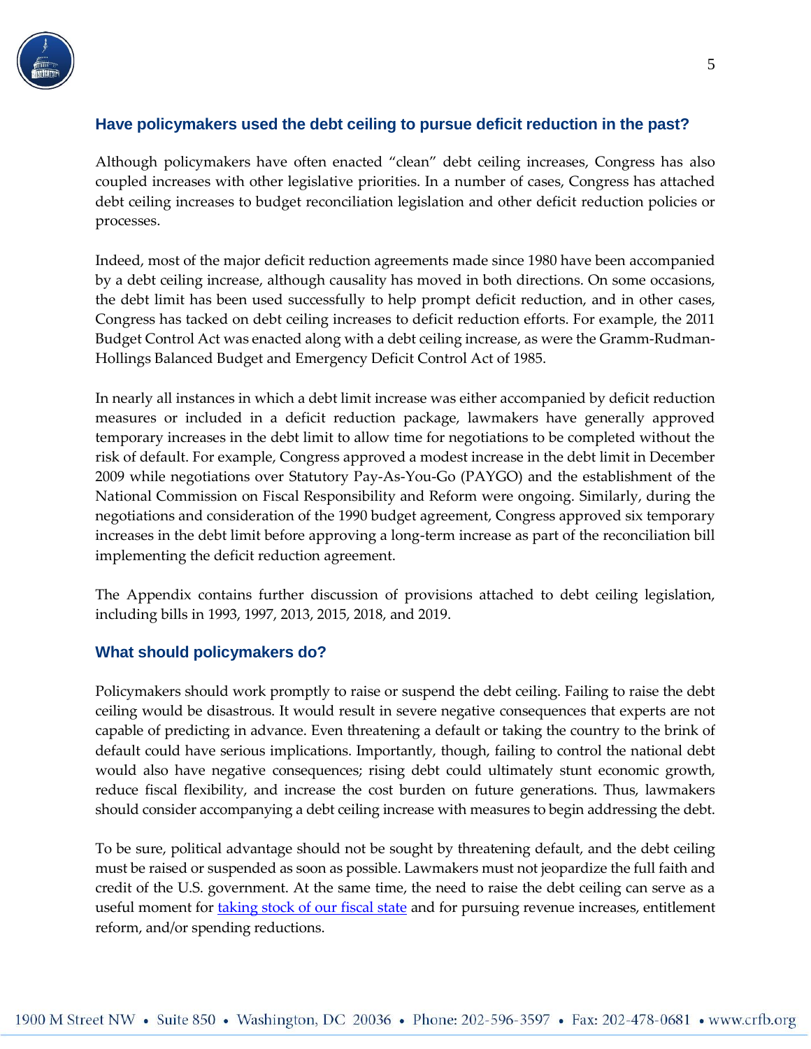## Have policymakers used the debt ceiling to pursue deficit reduction in the past?

Although policymakers have often enacted "clean" debt ceiling increases, Congress has also coupled increases with other legislative priorities. In a number of cases, Congress has attached debt ceiling increases to budget reconciliation legislation and other deficit reduction policies or processes.

Indeed, most of the major deficit reduction agreements made since 1980 have been accompanied by a debt ceiling increase, although causality has moved in both directions. On some occasions, the debt limit has been used successfully to help prompt deficit reduction, and in other cases, Congress has tacked on debt ceiling increases to deficit reduction efforts. For example, the 2011 Budget Control Act was enacted along with a debt ceiling increase, as were the Gramm-Rudman-Hollings Balanced Budget and Emergency Deficit Control Act of 1985.

In nearly all instances in which a debt limit increase was either accompanied by deficit reduction measures or included in a deficit reduction package, lawmakers have generally approved temporary increases in the debt limit to allow time for negotiations to be completed without the risk of default. For example, Congress approved a modest increase in the debt limit in December 2009 while negotiations over Statutory Pay-As-You-Go (PAYGO) and the establishment of the National Commission on Fiscal Responsibility and Reform were ongoing. Similarly, during the negotiations and consideration of the 1990 budget agreement, Congress approved six temporary increases in the debt limit before approving a long-term increase as part of the reconciliation bill implementing the deficit reduction agreement.

The Appendix contains further discussion of provisions attached to debt ceiling legislation, including bills in 1993, 1997, 2013, 2015, 2018, and 2019.

## What should policymakers do?

Policymakers should work promptly to raise or suspend the debt ceiling. Failing to raise the debt ceiling would be disastrous. It would result in severe negative consequences that experts are not capable of predicting in advance. Even threatening a default or taking the country to the brink of default could have serious implications. Importantly, though, failing to control the national debt would also have negative consequences; rising debt could ultimately stunt economic growth, reduce fiscal flexibility, and increase the cost burden on future generations. Thus, lawmakers should consider accompanying a debt ceiling increase with measures to begin addressing the debt.

To be sure, political advantage should not be sought by threatening default, and the debt ceiling must be raised or suspended as soon as possible. Lawmakers must not jeopardize the full faith and credit of the U.S. government. At the same time, the need to raise the debt ceiling can serve as a useful moment for taking stock of our fiscal state and for pursuing revenue increases, entitlement reform, and/or spending reductions.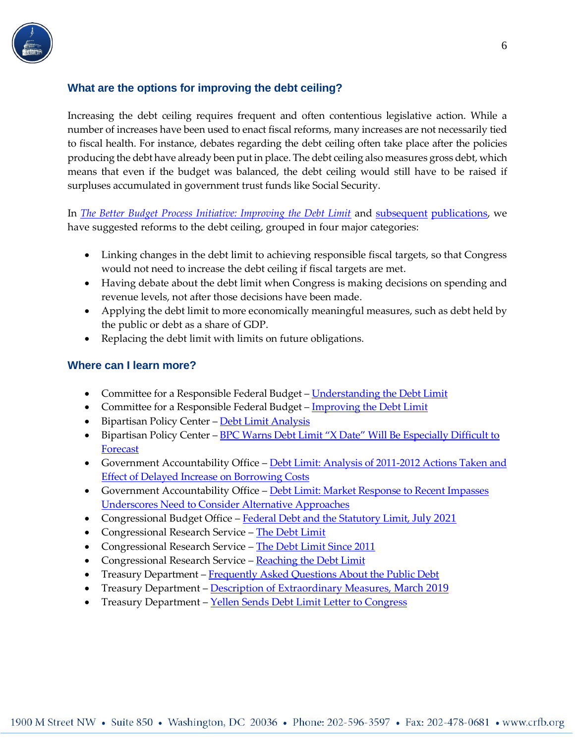## What are the options for improving the debt ceiling?

Increasing the debt ceiling requires frequent and often contentious legislative action. While a number of increases have been used to enact fiscal reforms, many increases are not necessarily tied to fiscal health. For instance, debates regarding the debt ceiling often take place after the policies producing the debt have already been put in place. The debt ceiling also measures gross debt, which means that even if the budget was balanced, the debt ceiling would still have to be raised if surpluses accumulated in government trust funds like Social Security.

In *The Better Budget Process Initiative: Improving the Debt Limit* and subsequent publications, we have suggested reforms to the debt ceiling, grouped in four major categories:

- Linking changes in the debt limit to achieving responsible fiscal targets, so that Congress would not need to increase the debt ceiling if fiscal targets are met.
- Having debate about the debt limit when Congress is making decisions on spending and revenue levels, not after those decisions have been made.
- Applying the debt limit to more economically meaningful measures, such as debt held by the public or debt as a share of GDP.
- Replacing the debt limit with limits on future obligations.

## Where can I learn more?

- Committee for a Responsible Federal Budget – Understanding the Debt Limit
- Committee for a Responsible Federal Budget – Improving the Debt Limit
- Bipartisan Policy Center – Debt Limit Analysis
- Bipartisan Policy Center – BPC Warns Debt Limit "X Date" Will Be Especially Difficult to Forecast
- Government Accountability Office – Debt Limit: Analysis of 2011-2012 Actions Taken and Effect of Delayed Increase on Borrowing Costs
- Government Accountability Office – Debt Limit: Market Response to Recent Impasses Underscores Need to Consider Alternative Approaches
- Congressional Budget Office – Federal Debt and the Statutory Limit, July 2021
- Congressional Research Service – The Debt Limit
- Congressional Research Service – The Debt Limit Since 2011
- Congressional Research Service – Reaching the Debt Limit
- Treasury Department – Frequently Asked Questions About the Public Debt
- Treasury Department – Description of Extraordinary Measures, March 2019
- Treasury Department – Yellen Sends Debt Limit Letter to Congress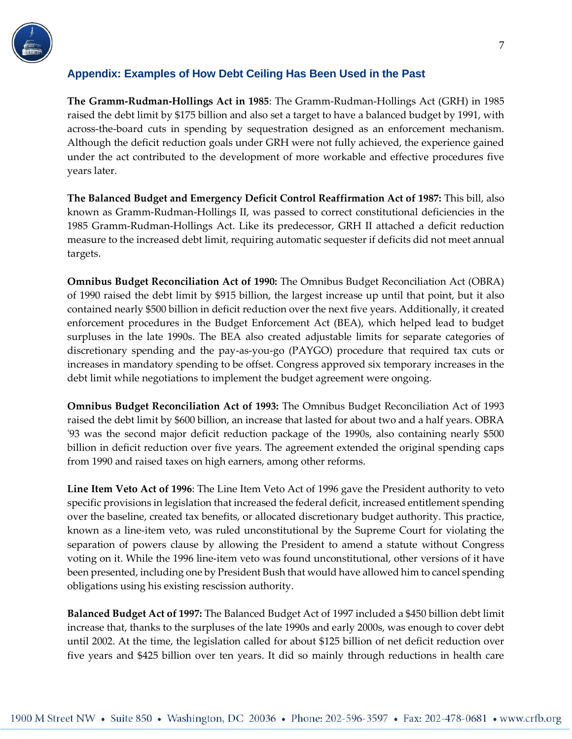## Appendix: Examples of How Debt Ceiling Has Been Used in the Past

**The Gramm-Rudman-Hollings Act in 1985**: The Gramm-Rudman-Hollings Act (GRH) in 1985 raised the debt limit by $175 billion and also set a target to have a balanced budget by 1991, with across-the-board cuts in spending by sequestration designed as an enforcement mechanism. Although the deficit reduction goals under GRH were not fully achieved, the experience gained under the act contributed to the development of more workable and effective procedures five years later.

**The Balanced Budget and Emergency Deficit Control Reaffirmation Act of 1987:** This bill, also known as Gramm-Rudman-Hollings II, was passed to correct constitutional deficiencies in the 1985 Gramm-Rudman-Hollings Act. Like its predecessor, GRH II attached a deficit reduction measure to the increased debt limit, requiring automatic sequester if deficits did not meet annual targets.

**Omnibus Budget Reconciliation Act of 1990:** The Omnibus Budget Reconciliation Act (OBRA) of 1990 raised the debt limit by $915 billion, the largest increase up until that point, but it also contained nearly $500 billion in deficit reduction over the next five years. Additionally, it created enforcement procedures in the Budget Enforcement Act (BEA), which helped lead to budget surpluses in the late 1990s. The BEA also created adjustable limits for separate categories of discretionary spending and the pay-as-you-go (PAYGO) procedure that required tax cuts or increases in mandatory spending to be offset. Congress approved six temporary increases in the debt limit while negotiations to implement the budget agreement were ongoing.

**Omnibus Budget Reconciliation Act of 1993:** The Omnibus Budget Reconciliation Act of 1993 raised the debt limit by $600 billion, an increase that lasted for about two and a half years. OBRA '93 was the second major deficit reduction package of the 1990s, also containing nearly $500 billion in deficit reduction over five years. The agreement extended the original spending caps from 1990 and raised taxes on high earners, among other reforms.

**Line Item Veto Act of 1996**: The Line Item Veto Act of 1996 gave the President authority to veto specific provisions in legislation that increased the federal deficit, increased entitlement spending over the baseline, created tax benefits, or allocated discretionary budget authority. This practice, known as a line-item veto, was ruled unconstitutional by the Supreme Court for violating the separation of powers clause by allowing the President to amend a statute without Congress voting on it. While the 1996 line-item veto was found unconstitutional, other versions of it have been presented, including one by President Bush that would have allowed him to cancel spending obligations using his existing rescission authority.

**Balanced Budget Act of 1997:** The Balanced Budget Act of 1997 included a $450 billion debt limit increase that, thanks to the surpluses of the late 1990s and early 2000s, was enough to cover debt until 2002. At the time, the legislation called for about $125 billion of net deficit reduction over five years and $425 billion over ten years. It did so mainly through reductions in health care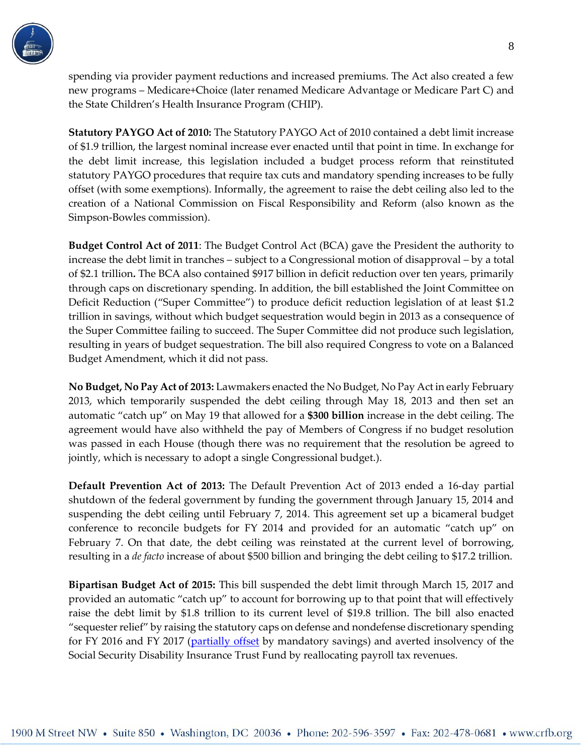spending via provider payment reductions and increased premiums. The Act also created a few new programs – Medicare+Choice (later renamed Medicare Advantage or Medicare Part C) and the State Children's Health Insurance Program (CHIP).

**Statutory PAYGO Act of 2010:** The Statutory PAYGO Act of 2010 contained a debt limit increase of $1.9 trillion, the largest nominal increase ever enacted until that point in time. In exchange for the debt limit increase, this legislation included a budget process reform that reinstituted statutory PAYGO procedures that require tax cuts and mandatory spending increases to be fully offset (with some exemptions). Informally, the agreement to raise the debt ceiling also led to the creation of a National Commission on Fiscal Responsibility and Reform (also known as the Simpson-Bowles commission).

**Budget Control Act of 2011**: The Budget Control Act (BCA) gave the President the authority to increase the debt limit in tranches – subject to a Congressional motion of disapproval – by a total of $2.1 trillion**.** The BCA also contained $917 billion in deficit reduction over ten years, primarily through caps on discretionary spending. In addition, the bill established the Joint Committee on Deficit Reduction ("Super Committee") to produce deficit reduction legislation of at least $1.2 trillion in savings, without which budget sequestration would begin in 2013 as a consequence of the Super Committee failing to succeed. The Super Committee did not produce such legislation, resulting in years of budget sequestration. The bill also required Congress to vote on a Balanced Budget Amendment, which it did not pass.

**No Budget, No Pay Act of 2013:** Lawmakers enacted the No Budget, No Pay Act in early February 2013, which temporarily suspended the debt ceiling through May 18, 2013 and then set an automatic "catch up" on May 19 that allowed for a **$300 billion** increase in the debt ceiling. The agreement would have also withheld the pay of Members of Congress if no budget resolution was passed in each House (though there was no requirement that the resolution be agreed to jointly, which is necessary to adopt a single Congressional budget.).

**Default Prevention Act of 2013:** The Default Prevention Act of 2013 ended a 16-day partial shutdown of the federal government by funding the government through January 15, 2014 and suspending the debt ceiling until February 7, 2014. This agreement set up a bicameral budget conference to reconcile budgets for FY 2014 and provided for an automatic "catch up" on February 7. On that date, the debt ceiling was reinstated at the current level of borrowing, resulting in a *de facto* increase of about $500 billion and bringing the debt ceiling to $17.2 trillion.

**Bipartisan Budget Act of 2015:** This bill suspended the debt limit through March 15, 2017 and provided an automatic "catch up" to account for borrowing up to that point that will effectively raise the debt limit by $1.8 trillion to its current level of $19.8 trillion. The bill also enacted "sequester relief" by raising the statutory caps on defense and nondefense discretionary spending for FY 2016 and FY 2017 (partially offset by mandatory savings) and averted insolvency of the Social Security Disability Insurance Trust Fund by reallocating payroll tax revenues.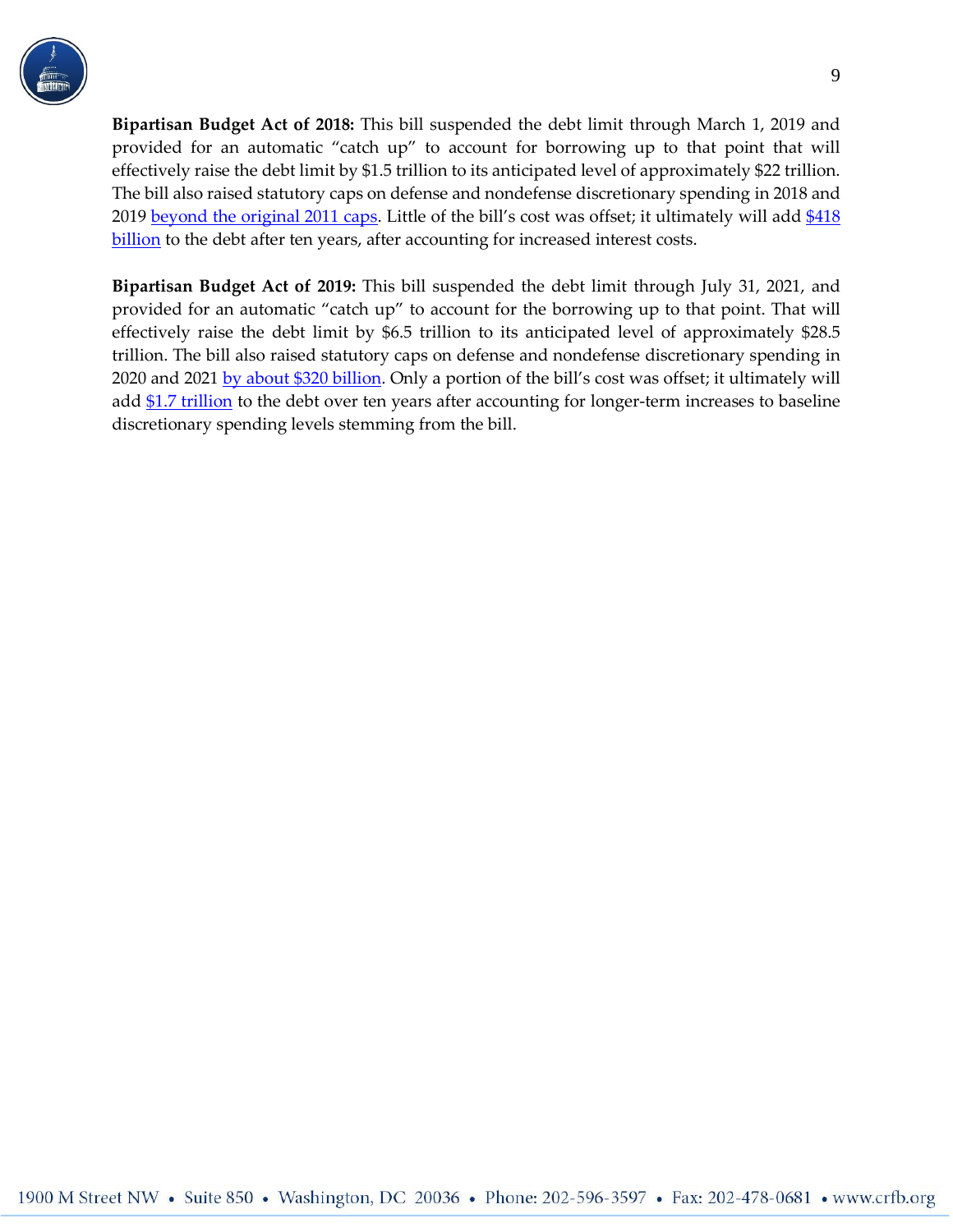**Bipartisan Budget Act of 2018:** This bill suspended the debt limit through March 1, 2019 and provided for an automatic "catch up" to account for borrowing up to that point that will effectively raise the debt limit by $1.5 trillion to its anticipated level of approximately $22 trillion. The bill also raised statutory caps on defense and nondefense discretionary spending in 2018 and 2019 beyond the original 2011 caps. Little of the bill's cost was offset; it ultimately will add $418 billion to the debt after ten years, after accounting for increased interest costs.

**Bipartisan Budget Act of 2019:** This bill suspended the debt limit through July 31, 2021, and provided for an automatic "catch up" to account for the borrowing up to that point. That will effectively raise the debt limit by $6.5 trillion to its anticipated level of approximately $28.5 trillion. The bill also raised statutory caps on defense and nondefense discretionary spending in 2020 and 2021 by about $320 billion. Only a portion of the bill's cost was offset; it ultimately will add $1.7 trillion to the debt over ten years after accounting for longer-term increases to baseline discretionary spending levels stemming from the bill.